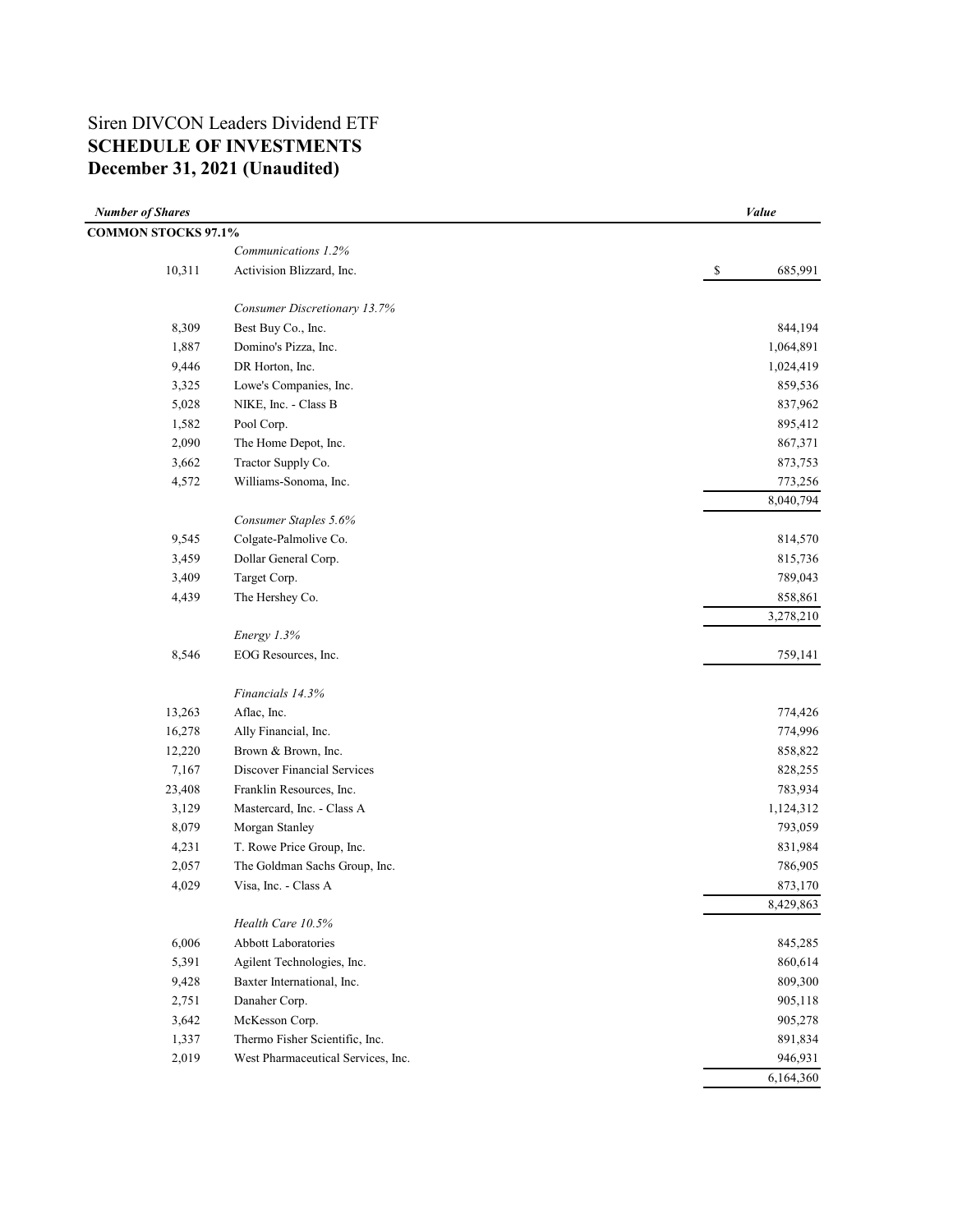# Siren DIVCON Leaders Dividend ETF
## SCHEDULE OF INVESTMENTS
## December 31, 2021 (Unaudited)

| *Number of Shares* | | *Value* |
|---|---|---|
| **COMMON STOCKS 97.1%** | | |
| | *Communications 1.2%* | |
| 10,311 | Activision Blizzard, Inc. | $ 685,991 |
| | *Consumer Discretionary 13.7%* | |
| 8,309 | Best Buy Co., Inc. | 844,194 |
| 1,887 | Domino's Pizza, Inc. | 1,064,891 |
| 9,446 | DR Horton, Inc. | 1,024,419 |
| 3,325 | Lowe's Companies, Inc. | 859,536 |
| 5,028 | NIKE, Inc. - Class B | 837,962 |
| 1,582 | Pool Corp. | 895,412 |
| 2,090 | The Home Depot, Inc. | 867,371 |
| 3,662 | Tractor Supply Co. | 873,753 |
| 4,572 | Williams-Sonoma, Inc. | 773,256 |
| | | 8,040,794 |
| | *Consumer Staples 5.6%* | |
| 9,545 | Colgate-Palmolive Co. | 814,570 |
| 3,459 | Dollar General Corp. | 815,736 |
| 3,409 | Target Corp. | 789,043 |
| 4,439 | The Hershey Co. | 858,861 |
| | | 3,278,210 |
| | *Energy 1.3%* | |
| 8,546 | EOG Resources, Inc. | 759,141 |
| | *Financials 14.3%* | |
| 13,263 | Aflac, Inc. | 774,426 |
| 16,278 | Ally Financial, Inc. | 774,996 |
| 12,220 | Brown & Brown, Inc. | 858,822 |
| 7,167 | Discover Financial Services | 828,255 |
| 23,408 | Franklin Resources, Inc. | 783,934 |
| 3,129 | Mastercard, Inc. - Class A | 1,124,312 |
| 8,079 | Morgan Stanley | 793,059 |
| 4,231 | T. Rowe Price Group, Inc. | 831,984 |
| 2,057 | The Goldman Sachs Group, Inc. | 786,905 |
| 4,029 | Visa, Inc. - Class A | 873,170 |
| | | 8,429,863 |
| | *Health Care 10.5%* | |
| 6,006 | Abbott Laboratories | 845,285 |
| 5,391 | Agilent Technologies, Inc. | 860,614 |
| 9,428 | Baxter International, Inc. | 809,300 |
| 2,751 | Danaher Corp. | 905,118 |
| 3,642 | McKesson Corp. | 905,278 |
| 1,337 | Thermo Fisher Scientific, Inc. | 891,834 |
| 2,019 | West Pharmaceutical Services, Inc. | 946,931 |
| | | 6,164,360 |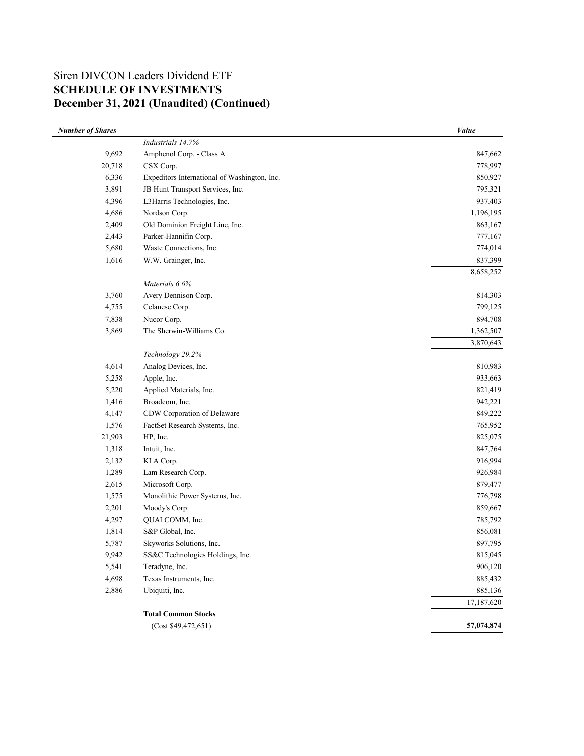# Siren DIVCON Leaders Dividend ETF
## SCHEDULE OF INVESTMENTS
## December 31, 2021 (Unaudited) (Continued)

| *Number of Shares* | | *Value* |
|---|---|---|
| | *Industrials 14.7%* | |
| 9,692 | Amphenol Corp. - Class A | 847,662 |
| 20,718 | CSX Corp. | 778,997 |
| 6,336 | Expeditors International of Washington, Inc. | 850,927 |
| 3,891 | JB Hunt Transport Services, Inc. | 795,321 |
| 4,396 | L3Harris Technologies, Inc. | 937,403 |
| 4,686 | Nordson Corp. | 1,196,195 |
| 2,409 | Old Dominion Freight Line, Inc. | 863,167 |
| 2,443 | Parker-Hannifin Corp. | 777,167 |
| 5,680 | Waste Connections, Inc. | 774,014 |
| 1,616 | W.W. Grainger, Inc. | 837,399 |
| | | 8,658,252 |
| | *Materials 6.6%* | |
| 3,760 | Avery Dennison Corp. | 814,303 |
| 4,755 | Celanese Corp. | 799,125 |
| 7,838 | Nucor Corp. | 894,708 |
| 3,869 | The Sherwin-Williams Co. | 1,362,507 |
| | | 3,870,643 |
| | *Technology 29.2%* | |
| 4,614 | Analog Devices, Inc. | 810,983 |
| 5,258 | Apple, Inc. | 933,663 |
| 5,220 | Applied Materials, Inc. | 821,419 |
| 1,416 | Broadcom, Inc. | 942,221 |
| 4,147 | CDW Corporation of Delaware | 849,222 |
| 1,576 | FactSet Research Systems, Inc. | 765,952 |
| 21,903 | HP, Inc. | 825,075 |
| 1,318 | Intuit, Inc. | 847,764 |
| 2,132 | KLA Corp. | 916,994 |
| 1,289 | Lam Research Corp. | 926,984 |
| 2,615 | Microsoft Corp. | 879,477 |
| 1,575 | Monolithic Power Systems, Inc. | 776,798 |
| 2,201 | Moody's Corp. | 859,667 |
| 4,297 | QUALCOMM, Inc. | 785,792 |
| 1,814 | S&P Global, Inc. | 856,081 |
| 5,787 | Skyworks Solutions, Inc. | 897,795 |
| 9,942 | SS&C Technologies Holdings, Inc. | 815,045 |
| 5,541 | Teradyne, Inc. | 906,120 |
| 4,698 | Texas Instruments, Inc. | 885,432 |
| 2,886 | Ubiquiti, Inc. | 885,136 |
| | | 17,187,620 |
| | **Total Common Stocks** | |
| | (Cost $49,472,651) | **57,074,874** |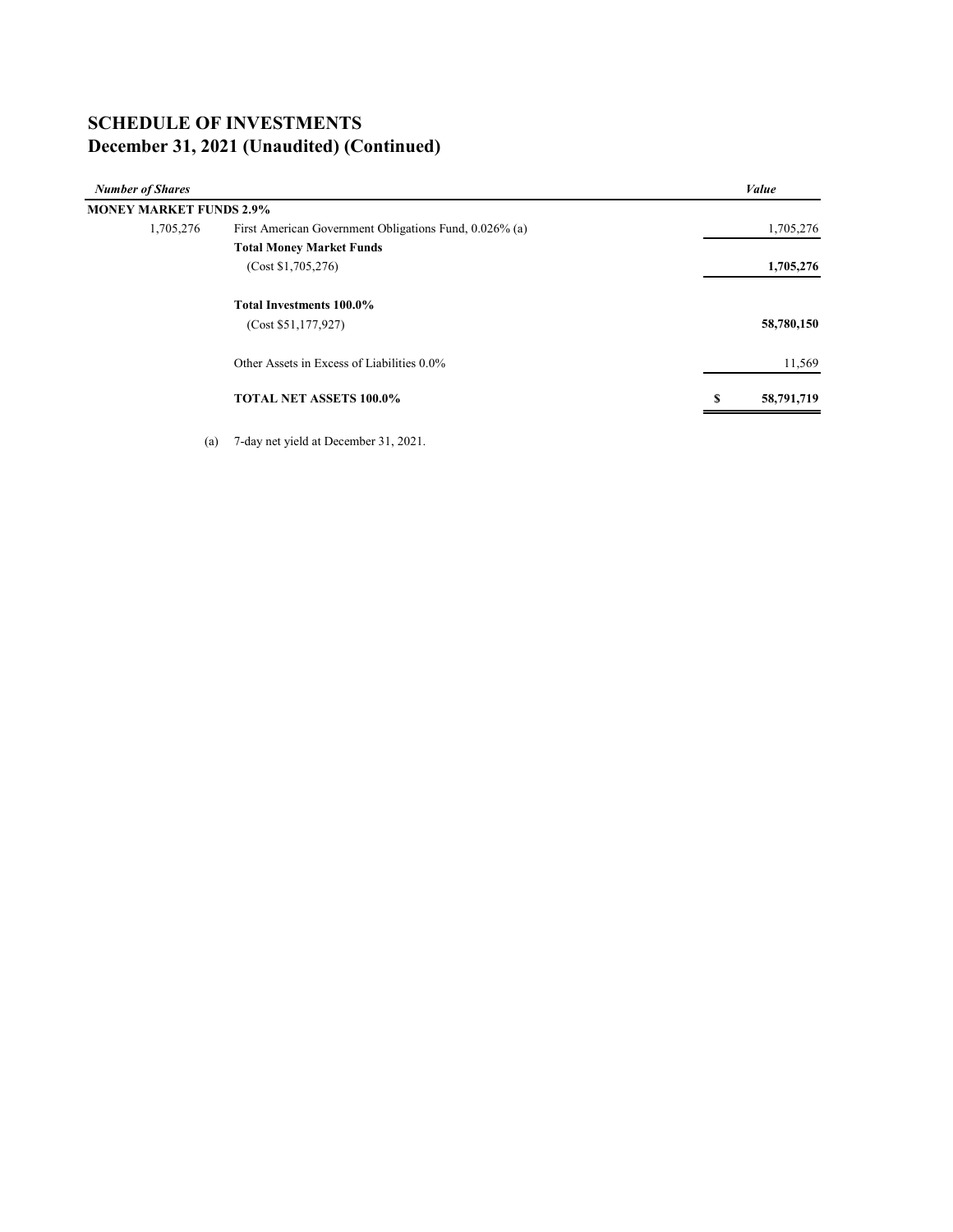# SCHEDULE OF INVESTMENTS
## December 31, 2021 (Unaudited) (Continued)

| *Number of Shares* | | *Value* |
|---|---|---|
| **MONEY MARKET FUNDS 2.9%** | | |
| 1,705,276 | First American Government Obligations Fund, 0.026% (a) | 1,705,276 |
| | **Total Money Market Funds** | |
| | (Cost $1,705,276) | **1,705,276** |
| | **Total Investments 100.0%** | |
| | (Cost $51,177,927) | **58,780,150** |
| | Other Assets in Excess of Liabilities 0.0% | 11,569 |
| | **TOTAL NET ASSETS 100.0%** | **$ 58,791,719** |

(a) 7-day net yield at December 31, 2021.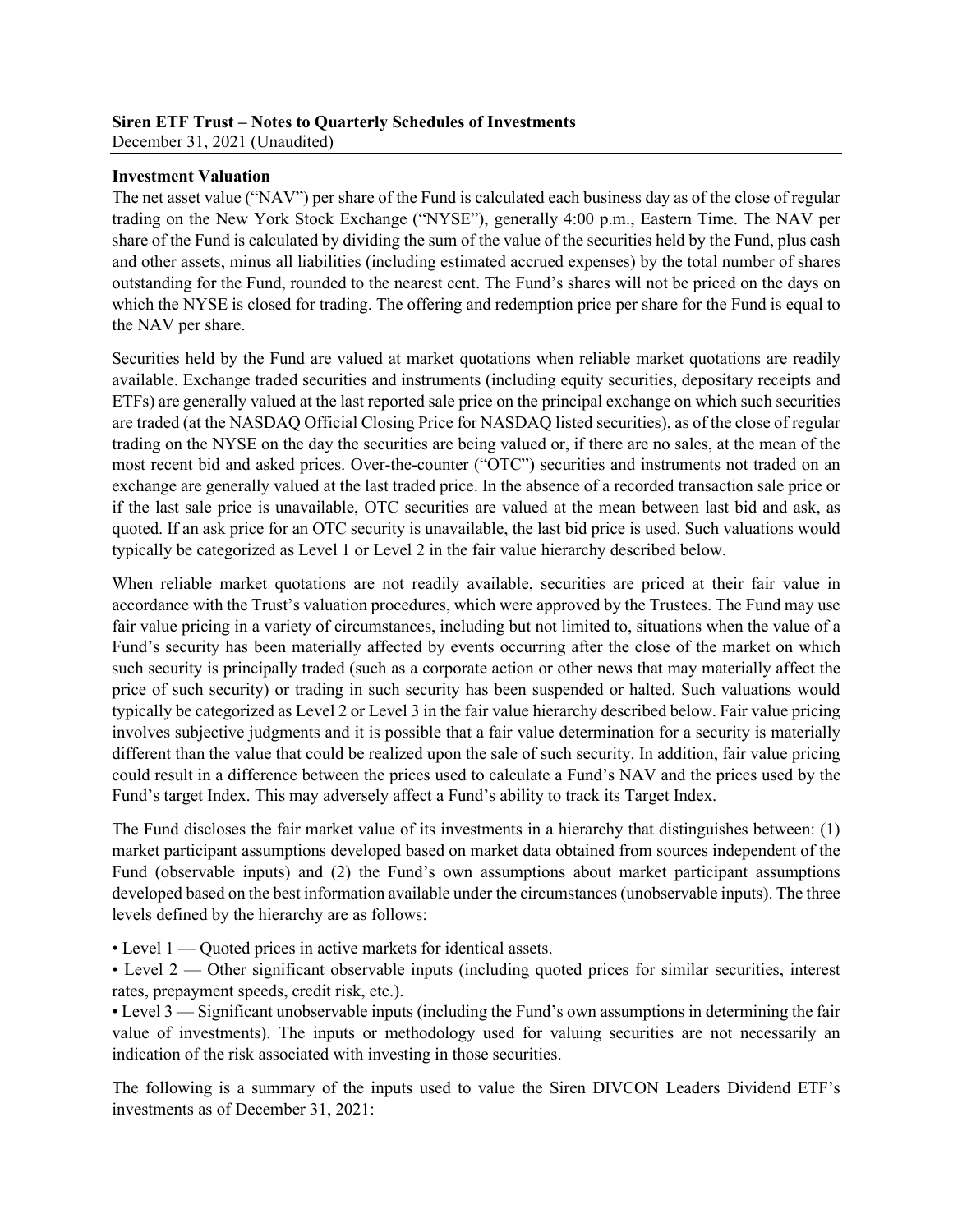**Siren ETF Trust – Notes to Quarterly Schedules of Investments**
December 31, 2021 (Unaudited)

**Investment Valuation**

The net asset value ("NAV") per share of the Fund is calculated each business day as of the close of regular trading on the New York Stock Exchange ("NYSE"), generally 4:00 p.m., Eastern Time. The NAV per share of the Fund is calculated by dividing the sum of the value of the securities held by the Fund, plus cash and other assets, minus all liabilities (including estimated accrued expenses) by the total number of shares outstanding for the Fund, rounded to the nearest cent. The Fund's shares will not be priced on the days on which the NYSE is closed for trading. The offering and redemption price per share for the Fund is equal to the NAV per share.

Securities held by the Fund are valued at market quotations when reliable market quotations are readily available. Exchange traded securities and instruments (including equity securities, depositary receipts and ETFs) are generally valued at the last reported sale price on the principal exchange on which such securities are traded (at the NASDAQ Official Closing Price for NASDAQ listed securities), as of the close of regular trading on the NYSE on the day the securities are being valued or, if there are no sales, at the mean of the most recent bid and asked prices. Over-the-counter ("OTC") securities and instruments not traded on an exchange are generally valued at the last traded price. In the absence of a recorded transaction sale price or if the last sale price is unavailable, OTC securities are valued at the mean between last bid and ask, as quoted. If an ask price for an OTC security is unavailable, the last bid price is used. Such valuations would typically be categorized as Level 1 or Level 2 in the fair value hierarchy described below.

When reliable market quotations are not readily available, securities are priced at their fair value in accordance with the Trust's valuation procedures, which were approved by the Trustees. The Fund may use fair value pricing in a variety of circumstances, including but not limited to, situations when the value of a Fund's security has been materially affected by events occurring after the close of the market on which such security is principally traded (such as a corporate action or other news that may materially affect the price of such security) or trading in such security has been suspended or halted. Such valuations would typically be categorized as Level 2 or Level 3 in the fair value hierarchy described below. Fair value pricing involves subjective judgments and it is possible that a fair value determination for a security is materially different than the value that could be realized upon the sale of such security. In addition, fair value pricing could result in a difference between the prices used to calculate a Fund's NAV and the prices used by the Fund's target Index. This may adversely affect a Fund's ability to track its Target Index.

The Fund discloses the fair market value of its investments in a hierarchy that distinguishes between: (1) market participant assumptions developed based on market data obtained from sources independent of the Fund (observable inputs) and (2) the Fund's own assumptions about market participant assumptions developed based on the best information available under the circumstances (unobservable inputs). The three levels defined by the hierarchy are as follows:

- Level 1 — Quoted prices in active markets for identical assets.
- Level 2 — Other significant observable inputs (including quoted prices for similar securities, interest rates, prepayment speeds, credit risk, etc.).
- Level 3 — Significant unobservable inputs (including the Fund's own assumptions in determining the fair value of investments). The inputs or methodology used for valuing securities are not necessarily an indication of the risk associated with investing in those securities.

The following is a summary of the inputs used to value the Siren DIVCON Leaders Dividend ETF's investments as of December 31, 2021: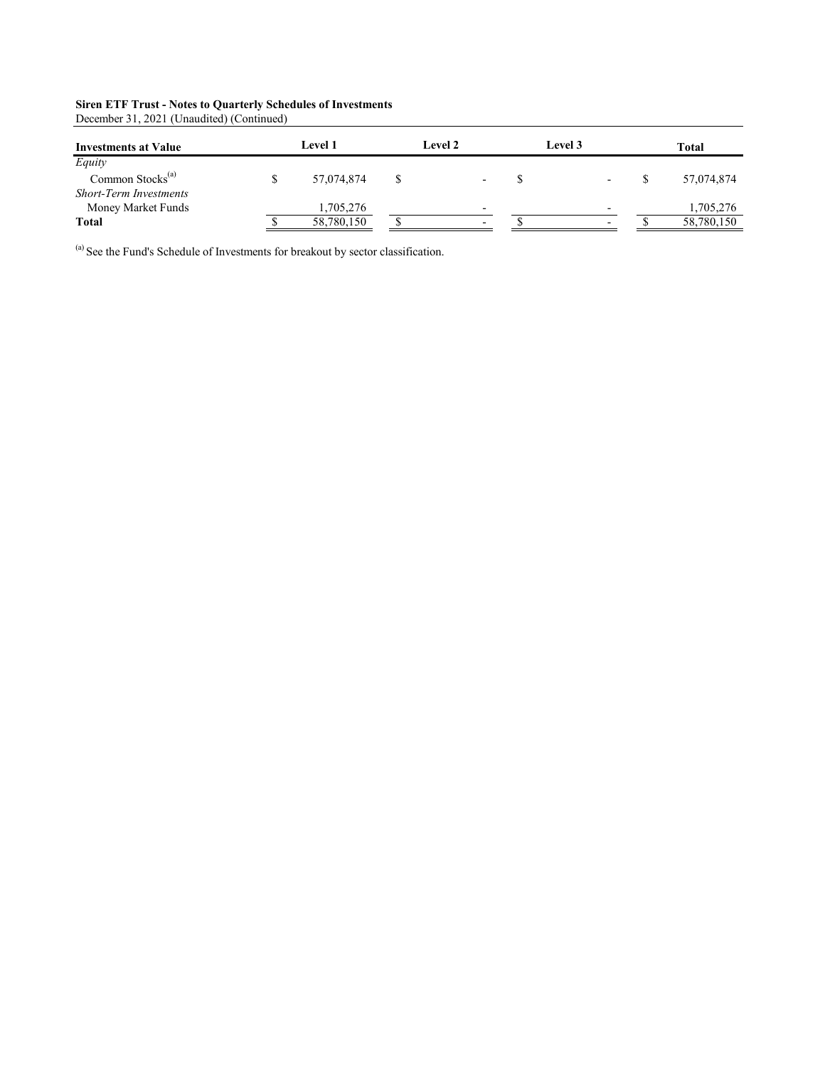**Siren ETF Trust - Notes to Quarterly Schedules of Investments**

December 31, 2021 (Unaudited) (Continued)

| Investments at Value | Level 1 | Level 2 | Level 3 | Total |
|---|---|---|---|---|
| *Equity* | | | | |
| Common Stocks[(a)] | $ 57,074,874 | $ - | $ - | $ 57,074,874 |
| *Short-Term Investments* | | | | |
| Money Market Funds | 1,705,276 | - | - | 1,705,276 |
| **Total** | $ 58,780,150 | $ - | $ - | $ 58,780,150 |

[(a)] See the Fund's Schedule of Investments for breakout by sector classification.